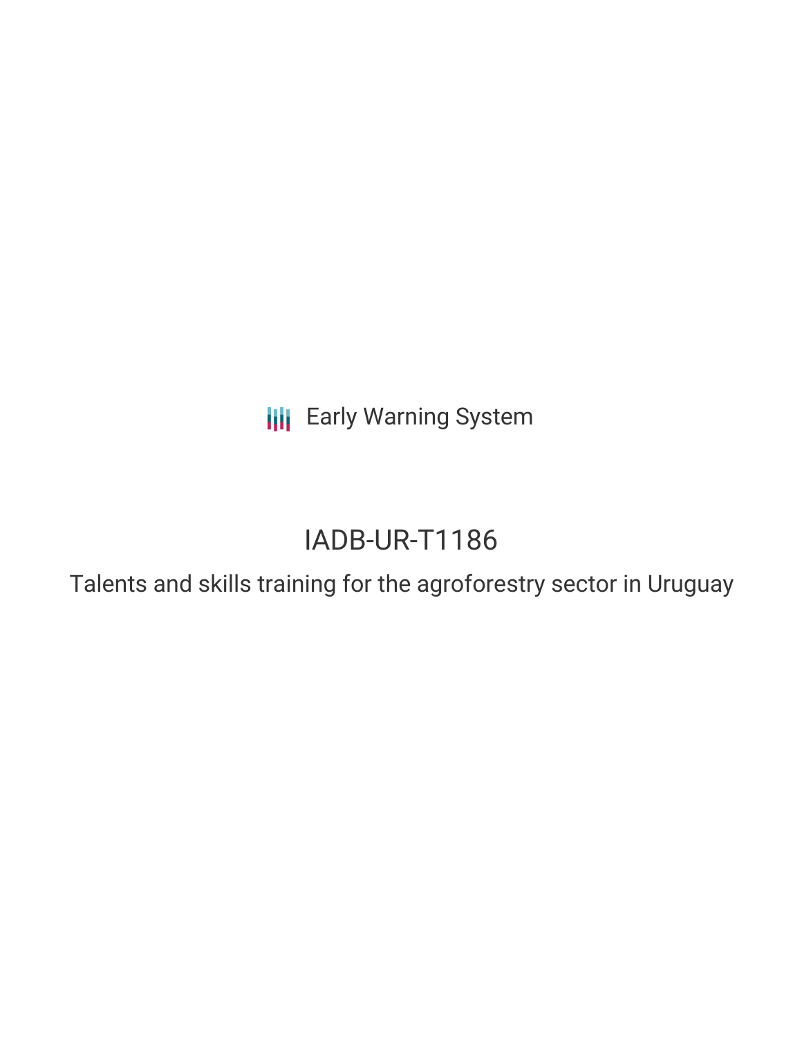Early Warning System

# IADB-UR-T1186

## Talents and skills training for the agroforestry sector in Uruguay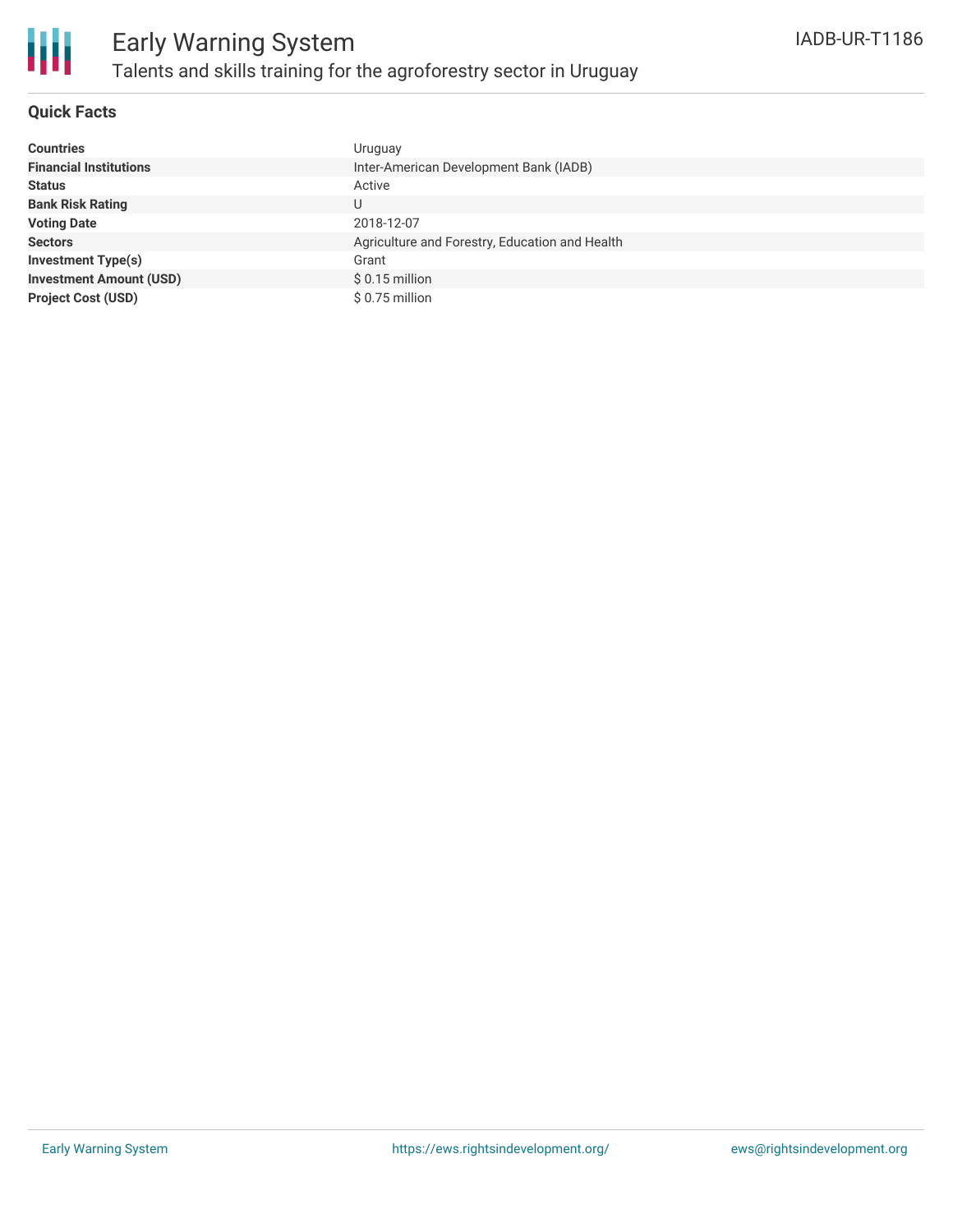# Early Warning System

## Talents and skills training for the agroforestry sector in Uruguay

IADB-UR-T1186

### Quick Facts

| | |
|---|---|
| **Countries** | Uruguay |
| **Financial Institutions** | Inter-American Development Bank (IADB) |
| **Status** | Active |
| **Bank Risk Rating** | U |
| **Voting Date** | 2018-12-07 |
| **Sectors** | Agriculture and Forestry, Education and Health |
| **Investment Type(s)** | Grant |
| **Investment Amount (USD)** | $ 0.15 million |
| **Project Cost (USD)** | $ 0.75 million |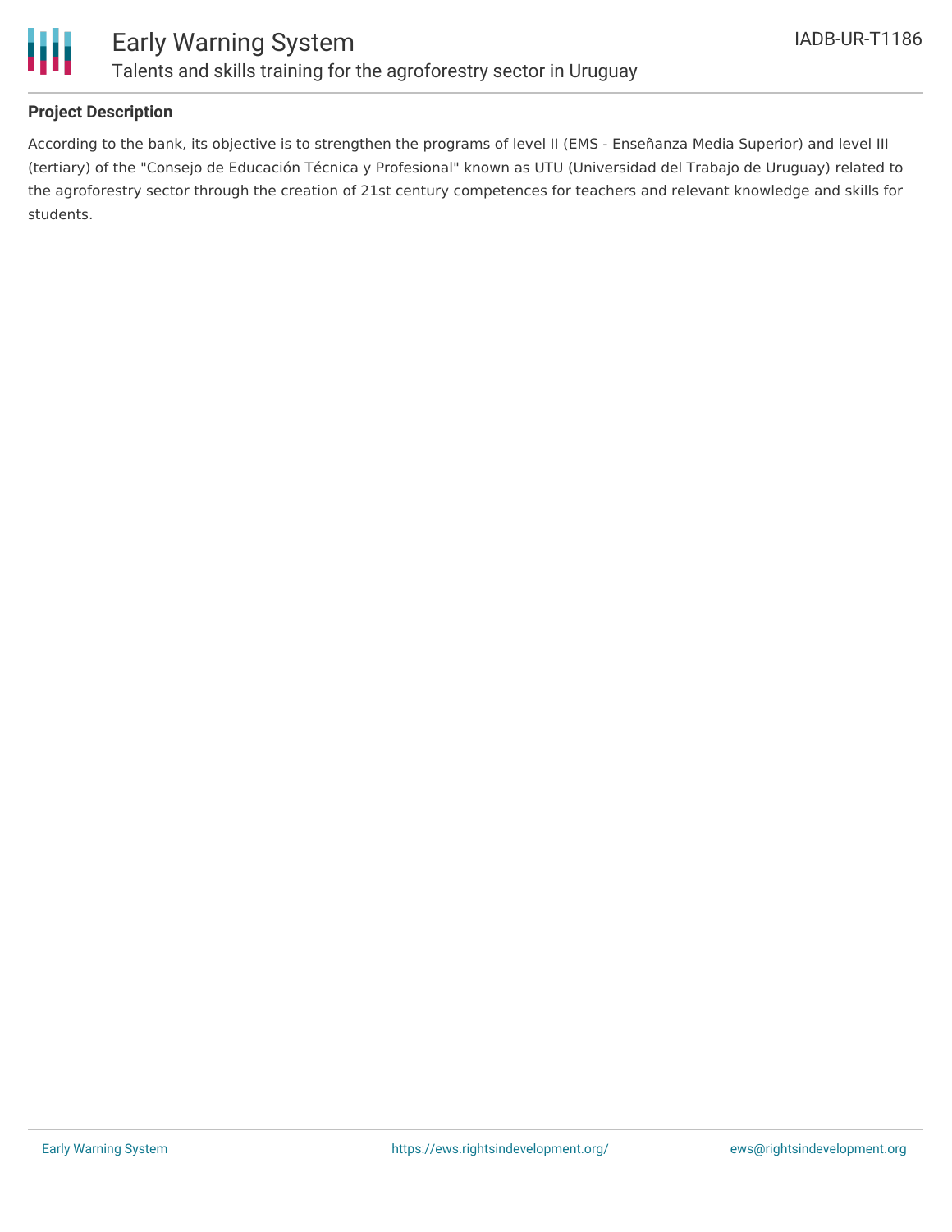## Project Description

According to the bank, its objective is to strengthen the programs of level II (EMS - Enseñanza Media Superior) and level III (tertiary) of the "Consejo de Educación Técnica y Profesional" known as UTU (Universidad del Trabajo de Uruguay) related to the agroforestry sector through the creation of 21st century competences for teachers and relevant knowledge and skills for students.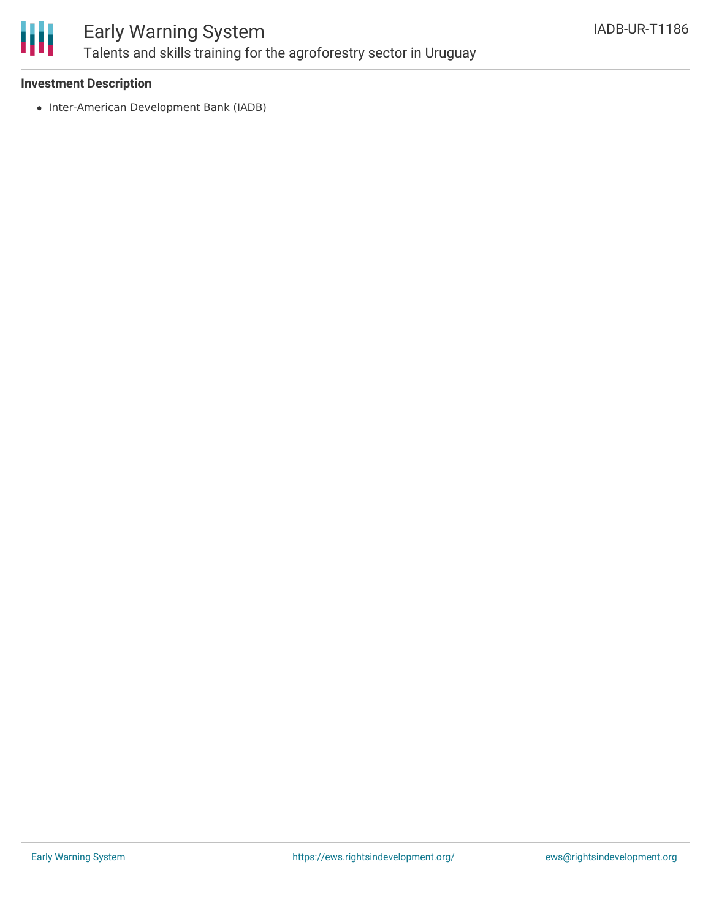**Investment Description**

- Inter-American Development Bank (IADB)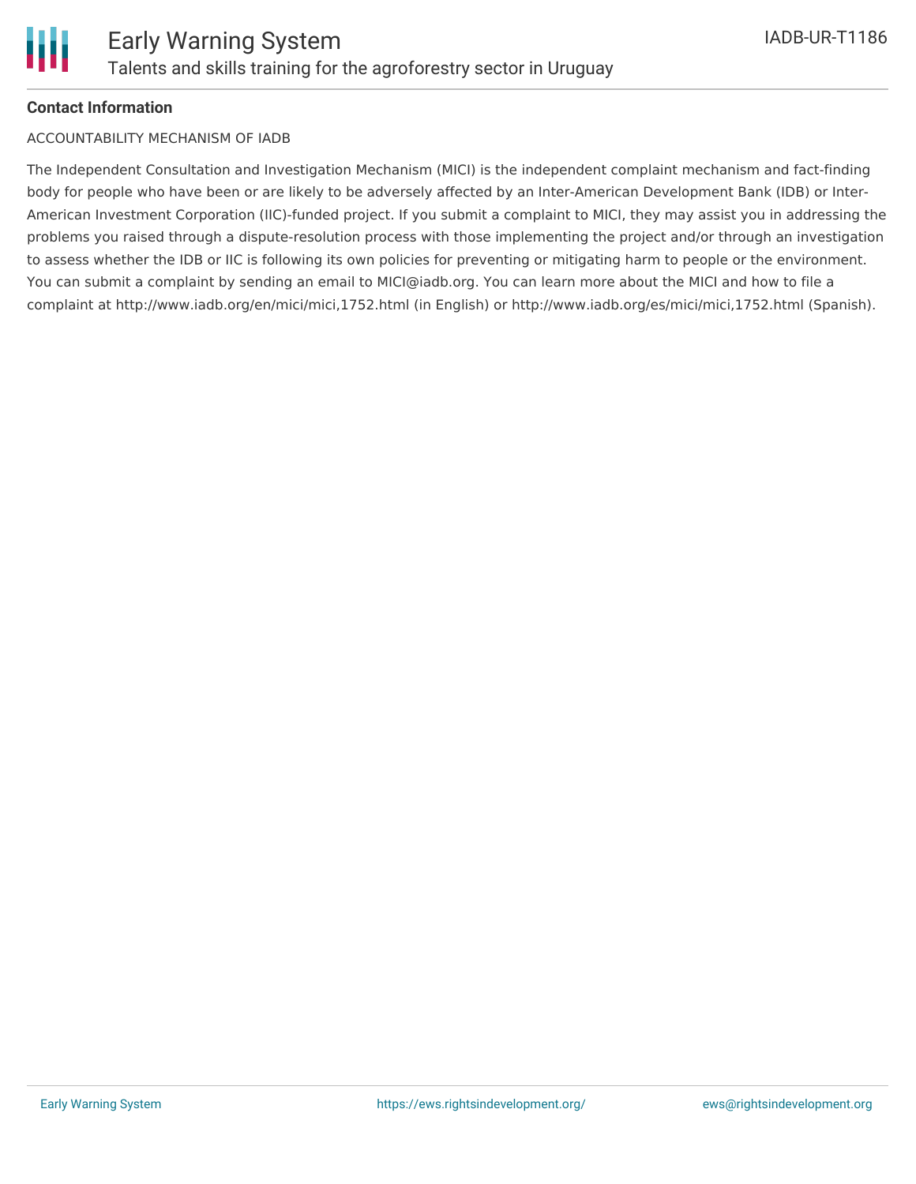**Contact Information**

ACCOUNTABILITY MECHANISM OF IADB

The Independent Consultation and Investigation Mechanism (MICI) is the independent complaint mechanism and fact-finding body for people who have been or are likely to be adversely affected by an Inter-American Development Bank (IDB) or Inter-American Investment Corporation (IIC)-funded project. If you submit a complaint to MICI, they may assist you in addressing the problems you raised through a dispute-resolution process with those implementing the project and/or through an investigation to assess whether the IDB or IIC is following its own policies for preventing or mitigating harm to people or the environment. You can submit a complaint by sending an email to MICI@iadb.org. You can learn more about the MICI and how to file a complaint at http://www.iadb.org/en/mici/mici,1752.html (in English) or http://www.iadb.org/es/mici/mici,1752.html (Spanish).